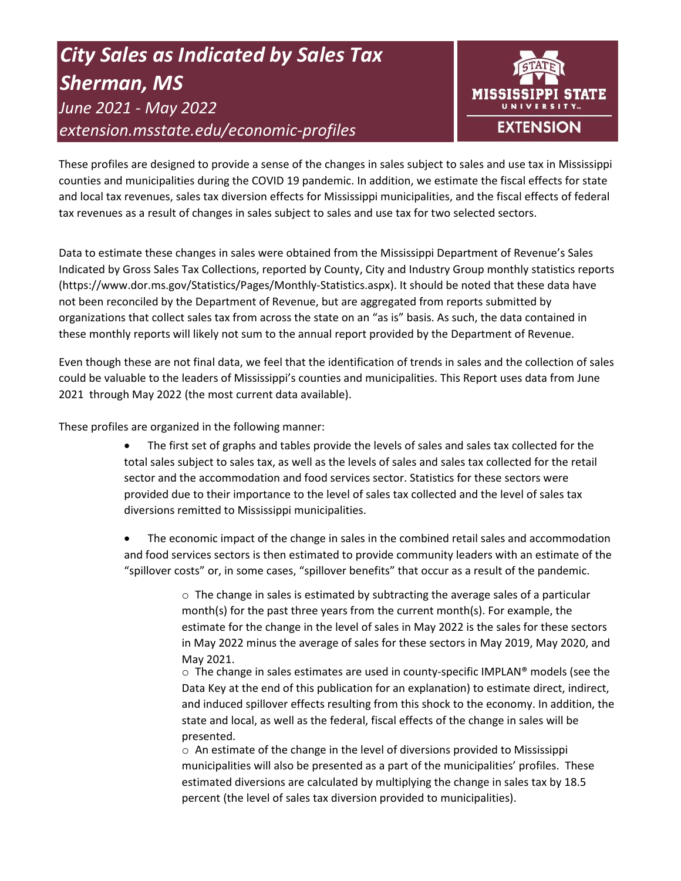# *City Sales as Indicated by Sales Tax*
# *Sherman, MS*

*June 2021 - May 2022*

*extension.msstate.edu/economic-profiles*

MISSISSIPPI STATE UNIVERSITY EXTENSION

These profiles are designed to provide a sense of the changes in sales subject to sales and use tax in Mississippi counties and municipalities during the COVID 19 pandemic. In addition, we estimate the fiscal effects for state and local tax revenues, sales tax diversion effects for Mississippi municipalities, and the fiscal effects of federal tax revenues as a result of changes in sales subject to sales and use tax for two selected sectors.

Data to estimate these changes in sales were obtained from the Mississippi Department of Revenue's Sales Indicated by Gross Sales Tax Collections, reported by County, City and Industry Group monthly statistics reports (https://www.dor.ms.gov/Statistics/Pages/Monthly-Statistics.aspx). It should be noted that these data have not been reconciled by the Department of Revenue, but are aggregated from reports submitted by organizations that collect sales tax from across the state on an "as is" basis. As such, the data contained in these monthly reports will likely not sum to the annual report provided by the Department of Revenue.

Even though these are not final data, we feel that the identification of trends in sales and the collection of sales could be valuable to the leaders of Mississippi's counties and municipalities. This Report uses data from June 2021 through May 2022 (the most current data available).

These profiles are organized in the following manner:

- The first set of graphs and tables provide the levels of sales and sales tax collected for the total sales subject to sales tax, as well as the levels of sales and sales tax collected for the retail sector and the accommodation and food services sector. Statistics for these sectors were provided due to their importance to the level of sales tax collected and the level of sales tax diversions remitted to Mississippi municipalities.
- The economic impact of the change in sales in the combined retail sales and accommodation and food services sectors is then estimated to provide community leaders with an estimate of the "spillover costs" or, in some cases, "spillover benefits" that occur as a result of the pandemic.
  - The change in sales is estimated by subtracting the average sales of a particular month(s) for the past three years from the current month(s). For example, the estimate for the change in the level of sales in May 2022 is the sales for these sectors in May 2022 minus the average of sales for these sectors in May 2019, May 2020, and May 2021.
  - The change in sales estimates are used in county-specific IMPLAN® models (see the Data Key at the end of this publication for an explanation) to estimate direct, indirect, and induced spillover effects resulting from this shock to the economy. In addition, the state and local, as well as the federal, fiscal effects of the change in sales will be presented.
  - An estimate of the change in the level of diversions provided to Mississippi municipalities will also be presented as a part of the municipalities' profiles. These estimated diversions are calculated by multiplying the change in sales tax by 18.5 percent (the level of sales tax diversion provided to municipalities).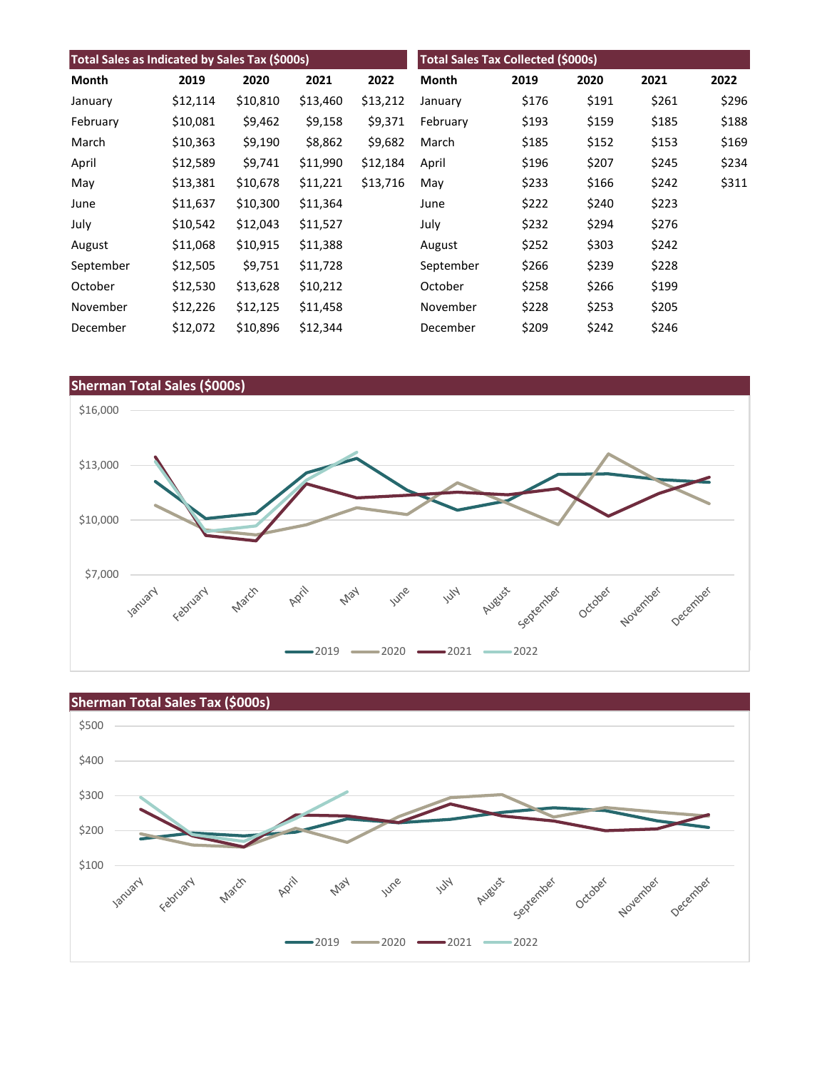## Total Sales as Indicated by Sales Tax ($000s)

| Month | 2019 | 2020 | 2021 | 2022 |
|---|---|---|---|---|
| January | $12,114 | $10,810 | $13,460 | $13,212 |
| February | $10,081 | $9,462 | $9,158 | $9,371 |
| March | $10,363 | $9,190 | $8,862 | $9,682 |
| April | $12,589 | $9,741 | $11,990 | $12,184 |
| May | $13,381 | $10,678 | $11,221 | $13,716 |
| June | $11,637 | $10,300 | $11,364 | |
| July | $10,542 | $12,043 | $11,527 | |
| August | $11,068 | $10,915 | $11,388 | |
| September | $12,505 | $9,751 | $11,728 | |
| October | $12,530 | $13,628 | $10,212 | |
| November | $12,226 | $12,125 | $11,458 | |
| December | $12,072 | $10,896 | $12,344 | |

## Total Sales Tax Collected ($000s)

| Month | 2019 | 2020 | 2021 | 2022 |
|---|---|---|---|---|
| January | $176 | $191 | $261 | $296 |
| February | $193 | $159 | $185 | $188 |
| March | $185 | $152 | $153 | $169 |
| April | $196 | $207 | $245 | $234 |
| May | $233 | $166 | $242 | $311 |
| June | $222 | $240 | $223 | |
| July | $232 | $294 | $276 | |
| August | $252 | $303 | $242 | |
| September | $266 | $239 | $228 | |
| October | $258 | $266 | $199 | |
| November | $228 | $253 | $205 | |
| December | $209 | $242 | $246 | |

## Sherman Total Sales ($000s)

$16,000
$13,000
$10,000
$7,000

January February March April May June July August September October November December

2019 2020 2021 2022

## Sherman Total Sales Tax ($000s)

$500
$400
$300
$200
$100

January February March April May June July August September October November December

2019 2020 2021 2022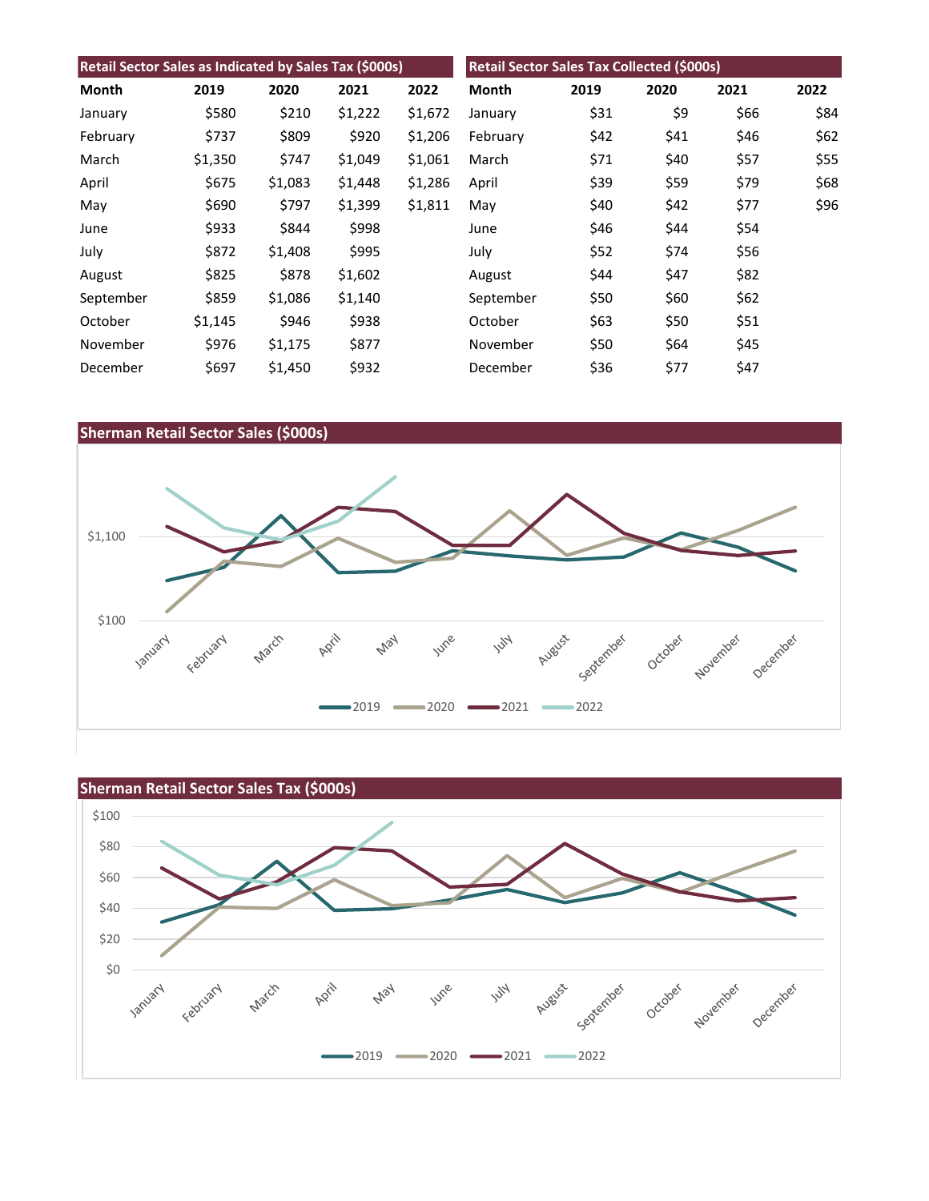## Retail Sector Sales as Indicated by Sales Tax ($000s)

| Month | 2019 | 2020 | 2021 | 2022 |
|---|---|---|---|---|
| January | $580 | $210 | $1,222 | $1,672 |
| February | $737 | $809 | $920 | $1,206 |
| March | $1,350 | $747 | $1,049 | $1,061 |
| April | $675 | $1,083 | $1,448 | $1,286 |
| May | $690 | $797 | $1,399 | $1,811 |
| June | $933 | $844 | $998 | |
| July | $872 | $1,408 | $995 | |
| August | $825 | $878 | $1,602 | |
| September | $859 | $1,086 | $1,140 | |
| October | $1,145 | $946 | $938 | |
| November | $976 | $1,175 | $877 | |
| December | $697 | $1,450 | $932 | |

## Retail Sector Sales Tax Collected ($000s)

| Month | 2019 | 2020 | 2021 | 2022 |
|---|---|---|---|---|
| January | $31 | $9 | $66 | $84 |
| February | $42 | $41 | $46 | $62 |
| March | $71 | $40 | $57 | $55 |
| April | $39 | $59 | $79 | $68 |
| May | $40 | $42 | $77 | $96 |
| June | $46 | $44 | $54 | |
| July | $52 | $74 | $56 | |
| August | $44 | $47 | $82 | |
| September | $50 | $60 | $62 | |
| October | $63 | $50 | $51 | |
| November | $50 | $64 | $45 | |
| December | $36 | $77 | $47 | |

## Sherman Retail Sector Sales ($000s)

$1,100
$100
January February March April May June July August September October November December
2019 2020 2021 2022

## Sherman Retail Sector Sales Tax ($000s)

$100
$80
$60
$40
$20
$0
January February March April May June July August September October November December
2019 2020 2021 2022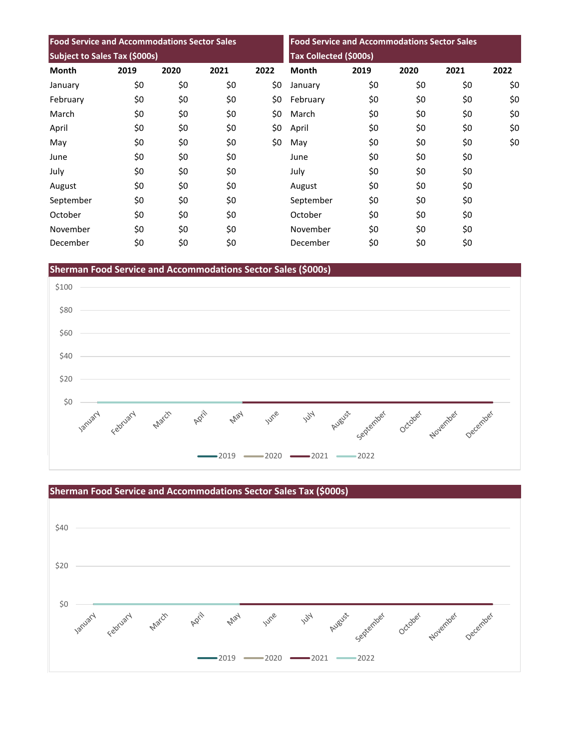| Food Service and Accommodations Sector Sales Subject to Sales Tax ($000s) | | | | |
|---|---|---|---|---|
| Month | 2019 | 2020 | 2021 | 2022 |
| January | $0 | $0 | $0 | $0 |
| February | $0 | $0 | $0 | $0 |
| March | $0 | $0 | $0 | $0 |
| April | $0 | $0 | $0 | $0 |
| May | $0 | $0 | $0 | $0 |
| June | $0 | $0 | $0 | |
| July | $0 | $0 | $0 | |
| August | $0 | $0 | $0 | |
| September | $0 | $0 | $0 | |
| October | $0 | $0 | $0 | |
| November | $0 | $0 | $0 | |
| December | $0 | $0 | $0 | |

| Food Service and Accommodations Sector Sales Tax Collected ($000s) | | | | |
|---|---|---|---|---|
| Month | 2019 | 2020 | 2021 | 2022 |
| January | $0 | $0 | $0 | $0 |
| February | $0 | $0 | $0 | $0 |
| March | $0 | $0 | $0 | $0 |
| April | $0 | $0 | $0 | $0 |
| May | $0 | $0 | $0 | $0 |
| June | $0 | $0 | $0 | |
| July | $0 | $0 | $0 | |
| August | $0 | $0 | $0 | |
| September | $0 | $0 | $0 | |
| October | $0 | $0 | $0 | |
| November | $0 | $0 | $0 | |
| December | $0 | $0 | $0 | |

## Sherman Food Service and Accommodations Sector Sales ($000s)

$100
$80
$60
$40
$20
$0

January February March April May June July August September October November December

2019 2020 2021 2022

## Sherman Food Service and Accommodations Sector Sales Tax ($000s)

$40
$20
$0

January February March April May June July August September October November December

2019 2020 2021 2022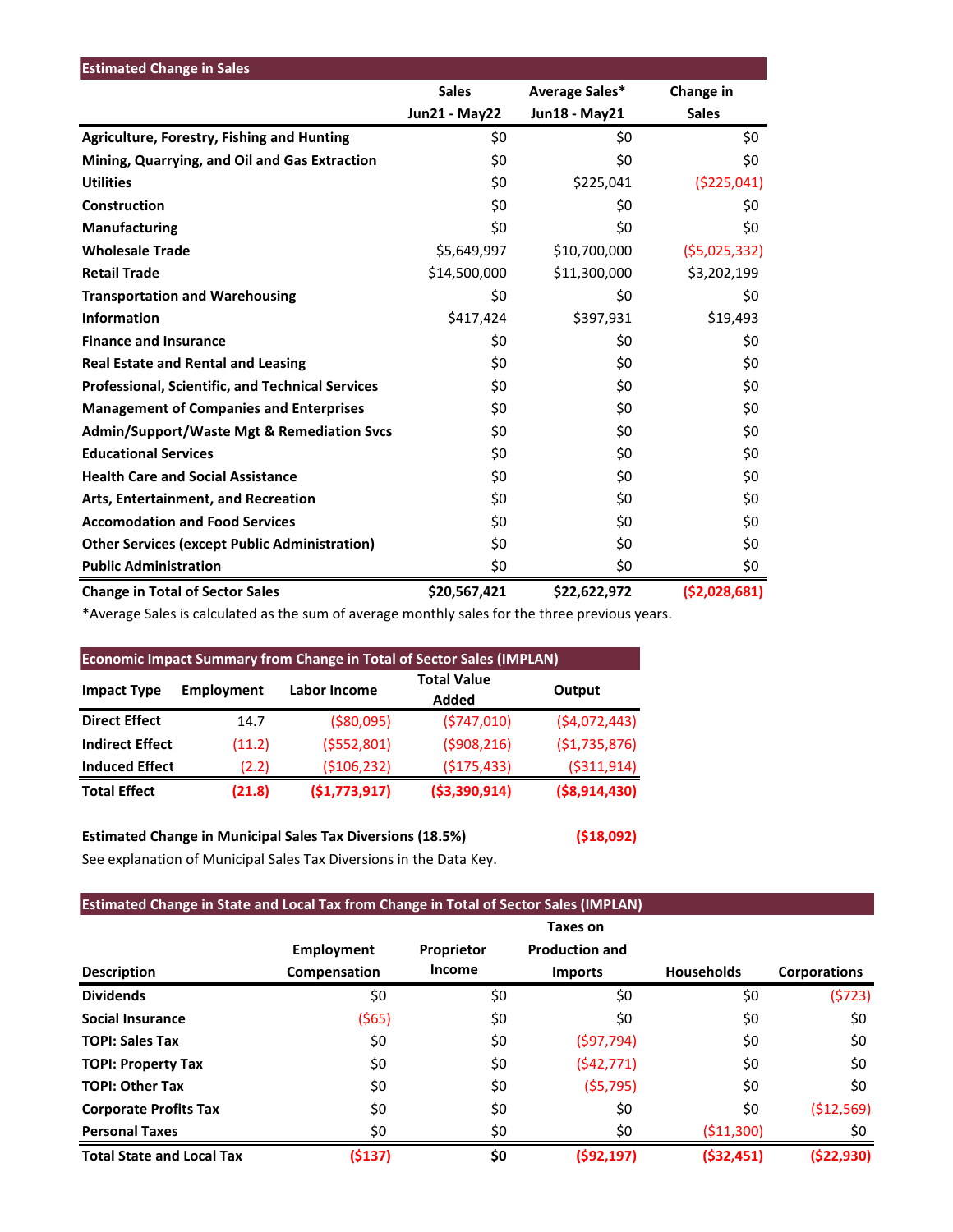### Estimated Change in Sales

| | Sales Jun21 - May22 | Average Sales* Jun18 - May21 | Change in Sales |
|---|---|---|---|
| **Agriculture, Forestry, Fishing and Hunting** | $0 | $0 | $0 |
| **Mining, Quarrying, and Oil and Gas Extraction** | $0 | $0 | $0 |
| **Utilities** | $0 | $225,041 | ($225,041) |
| **Construction** | $0 | $0 | $0 |
| **Manufacturing** | $0 | $0 | $0 |
| **Wholesale Trade** | $5,649,997 | $10,700,000 | ($5,025,332) |
| **Retail Trade** | $14,500,000 | $11,300,000 | $3,202,199 |
| **Transportation and Warehousing** | $0 | $0 | $0 |
| **Information** | $417,424 | $397,931 | $19,493 |
| **Finance and Insurance** | $0 | $0 | $0 |
| **Real Estate and Rental and Leasing** | $0 | $0 | $0 |
| **Professional, Scientific, and Technical Services** | $0 | $0 | $0 |
| **Management of Companies and Enterprises** | $0 | $0 | $0 |
| **Admin/Support/Waste Mgt & Remediation Svcs** | $0 | $0 | $0 |
| **Educational Services** | $0 | $0 | $0 |
| **Health Care and Social Assistance** | $0 | $0 | $0 |
| **Arts, Entertainment, and Recreation** | $0 | $0 | $0 |
| **Accomodation and Food Services** | $0 | $0 | $0 |
| **Other Services (except Public Administration)** | $0 | $0 | $0 |
| **Public Administration** | $0 | $0 | $0 |
| **Change in Total of Sector Sales** | **$20,567,421** | **$22,622,972** | **($2,028,681)** |

*Average Sales is calculated as the sum of average monthly sales for the three previous years.

### Economic Impact Summary from Change in Total of Sector Sales (IMPLAN)

| Impact Type | Employment | Labor Income | Total Value Added | Output |
|---|---|---|---|---|
| **Direct Effect** | 14.7 | ($80,095) | ($747,010) | ($4,072,443) |
| **Indirect Effect** | (11.2) | ($552,801) | ($908,216) | ($1,735,876) |
| **Induced Effect** | (2.2) | ($106,232) | ($175,433) | ($311,914) |
| **Total Effect** | **(21.8)** | **($1,773,917)** | **($3,390,914)** | **($8,914,430)** |

**Estimated Change in Municipal Sales Tax Diversions (18.5%)** **($18,092)**

See explanation of Municipal Sales Tax Diversions in the Data Key.

### Estimated Change in State and Local Tax from Change in Total of Sector Sales (IMPLAN)

| Description | Employment Compensation | Proprietor Income | Taxes on Production and Imports | Households | Corporations |
|---|---|---|---|---|---|
| **Dividends** | $0 | $0 | $0 | $0 | ($723) |
| **Social Insurance** | ($65) | $0 | $0 | $0 | $0 |
| **TOPI: Sales Tax** | $0 | $0 | ($97,794) | $0 | $0 |
| **TOPI: Property Tax** | $0 | $0 | ($42,771) | $0 | $0 |
| **TOPI: Other Tax** | $0 | $0 | ($5,795) | $0 | $0 |
| **Corporate Profits Tax** | $0 | $0 | $0 | $0 | ($12,569) |
| **Personal Taxes** | $0 | $0 | $0 | ($11,300) | $0 |
| **Total State and Local Tax** | **($137)** | **$0** | **($92,197)** | **($32,451)** | **($22,930)** |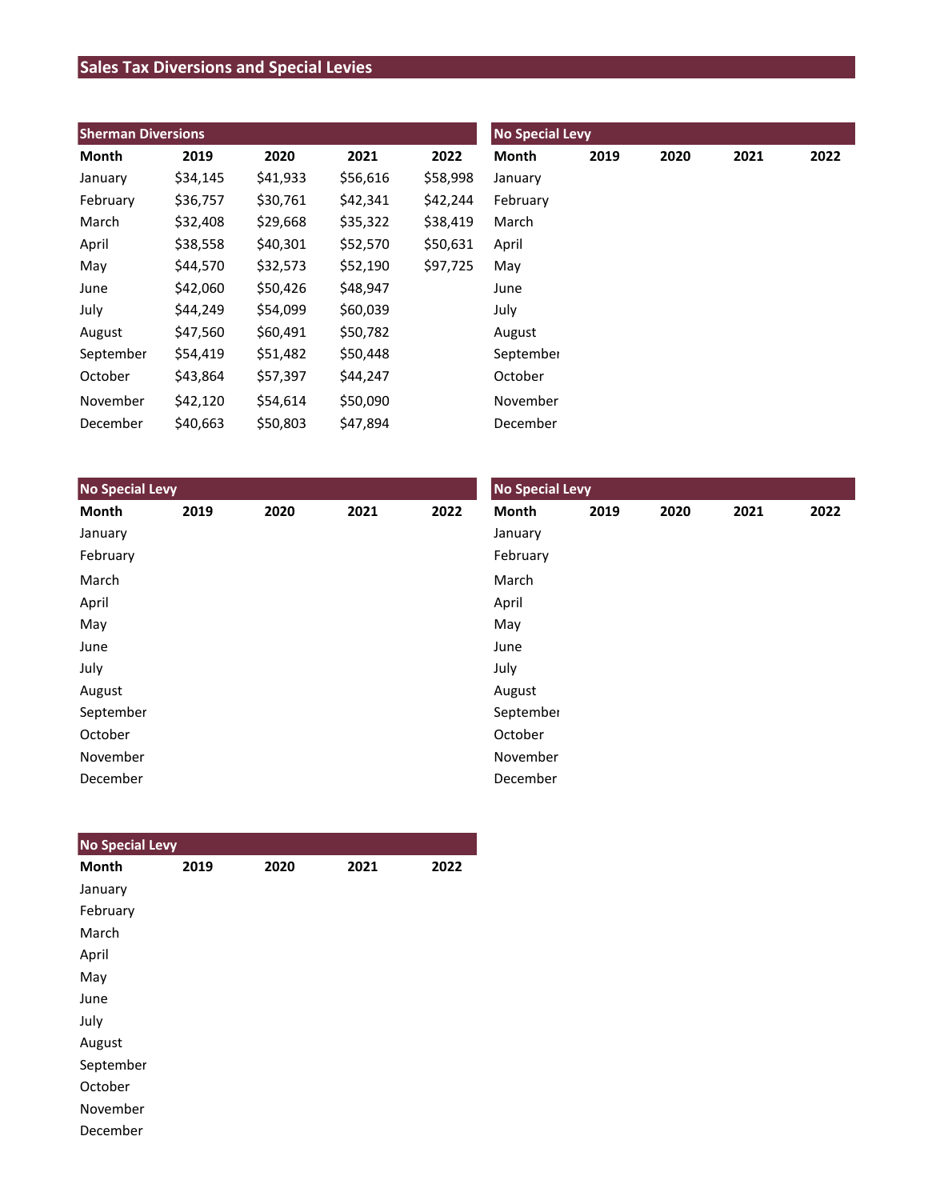## Sales Tax Diversions and Special Levies

### Sherman Diversions

| Month | 2019 | 2020 | 2021 | 2022 |
|---|---|---|---|---|
| January | $34,145 | $41,933 | $56,616 | $58,998 |
| February | $36,757 | $30,761 | $42,341 | $42,244 |
| March | $32,408 | $29,668 | $35,322 | $38,419 |
| April | $38,558 | $40,301 | $52,570 | $50,631 |
| May | $44,570 | $32,573 | $52,190 | $97,725 |
| June | $42,060 | $50,426 | $48,947 | |
| July | $44,249 | $54,099 | $60,039 | |
| August | $47,560 | $60,491 | $50,782 | |
| September | $54,419 | $51,482 | $50,448 | |
| October | $43,864 | $57,397 | $44,247 | |
| November | $42,120 | $54,614 | $50,090 | |
| December | $40,663 | $50,803 | $47,894 | |

### No Special Levy

| Month | 2019 | 2020 | 2021 | 2022 |
|---|---|---|---|---|
| January | | | | |
| February | | | | |
| March | | | | |
| April | | | | |
| May | | | | |
| June | | | | |
| July | | | | |
| August | | | | |
| September | | | | |
| October | | | | |
| November | | | | |
| December | | | | |

### No Special Levy

| Month | 2019 | 2020 | 2021 | 2022 |
|---|---|---|---|---|
| January | | | | |
| February | | | | |
| March | | | | |
| April | | | | |
| May | | | | |
| June | | | | |
| July | | | | |
| August | | | | |
| September | | | | |
| October | | | | |
| November | | | | |
| December | | | | |

### No Special Levy

| Month | 2019 | 2020 | 2021 | 2022 |
|---|---|---|---|---|
| January | | | | |
| February | | | | |
| March | | | | |
| April | | | | |
| May | | | | |
| June | | | | |
| July | | | | |
| August | | | | |
| September | | | | |
| October | | | | |
| November | | | | |
| December | | | | |

### No Special Levy

| Month | 2019 | 2020 | 2021 | 2022 |
|---|---|---|---|---|
| January | | | | |
| February | | | | |
| March | | | | |
| April | | | | |
| May | | | | |
| June | | | | |
| July | | | | |
| August | | | | |
| September | | | | |
| October | | | | |
| November | | | | |
| December | | | | |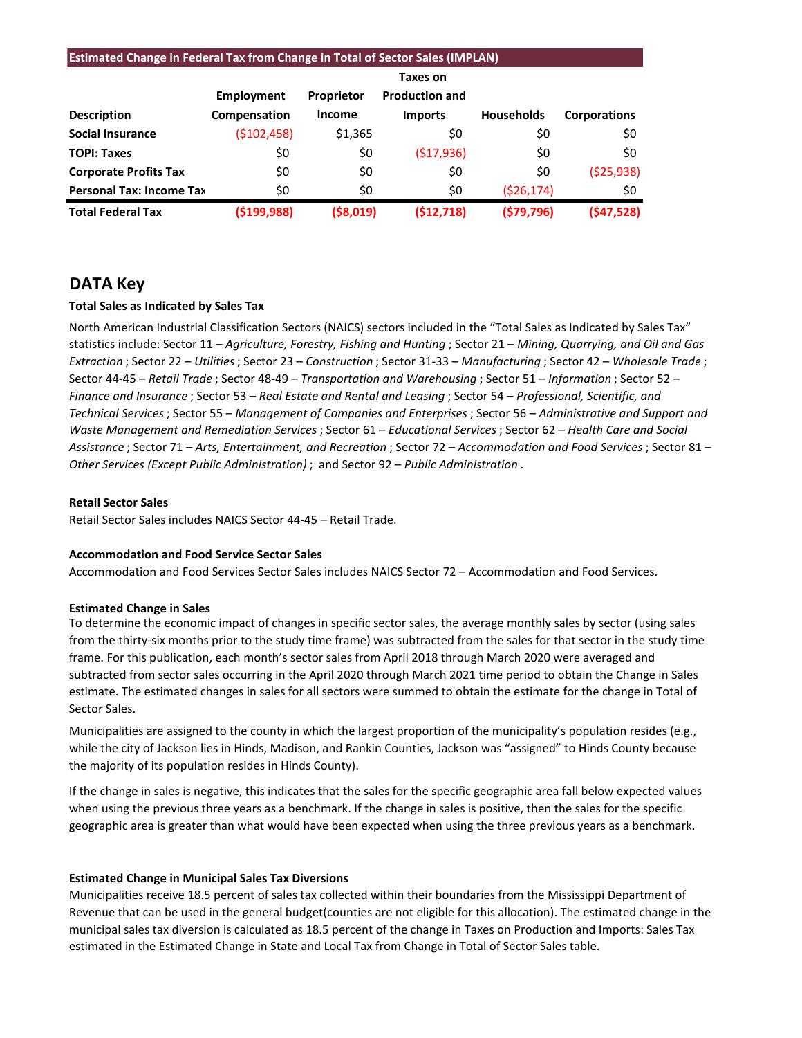**Estimated Change in Federal Tax from Change in Total of Sector Sales (IMPLAN)**

| Description | Employment Compensation | Proprietor Income | Taxes on Production and Imports | Households | Corporations |
|---|---|---|---|---|---|
| **Social Insurance** | ($102,458) | $1,365 | $0 | $0 | $0 |
| **TOPI: Taxes** | $0 | $0 | ($17,936) | $0 | $0 |
| **Corporate Profits Tax** | $0 | $0 | $0 | $0 | ($25,938) |
| **Personal Tax: Income Tax** | $0 | $0 | $0 | ($26,174) | $0 |
| **Total Federal Tax** | **($199,988)** | **($8,019)** | **($12,718)** | **($79,796)** | **($47,528)** |

## DATA Key

**Total Sales as Indicated by Sales Tax**

North American Industrial Classification Sectors (NAICS) sectors included in the "Total Sales as Indicated by Sales Tax" statistics include: Sector 11 – *Agriculture, Forestry, Fishing and Hunting* ; Sector 21 – *Mining, Quarrying, and Oil and Gas Extraction* ; Sector 22 – *Utilities* ; Sector 23 – *Construction* ; Sector 31-33 – *Manufacturing* ; Sector 42 – *Wholesale Trade* ; Sector 44-45 – *Retail Trade* ; Sector 48-49 – *Transportation and Warehousing* ; Sector 51 – *Information* ; Sector 52 – *Finance and Insurance* ; Sector 53 – *Real Estate and Rental and Leasing* ; Sector 54 – *Professional, Scientific, and Technical Services* ; Sector 55 – *Management of Companies and Enterprises* ; Sector 56 – *Administrative and Support and Waste Management and Remediation Services* ; Sector 61 – *Educational Services* ; Sector 62 – *Health Care and Social Assistance* ; Sector 71 – *Arts, Entertainment, and Recreation* ; Sector 72 – *Accommodation and Food Services* ; Sector 81 – *Other Services (Except Public Administration)* ; and Sector 92 – *Public Administration* .

**Retail Sector Sales**

Retail Sector Sales includes NAICS Sector 44-45 – Retail Trade.

**Accommodation and Food Service Sector Sales**

Accommodation and Food Services Sector Sales includes NAICS Sector 72 – Accommodation and Food Services.

**Estimated Change in Sales**

To determine the economic impact of changes in specific sector sales, the average monthly sales by sector (using sales from the thirty-six months prior to the study time frame) was subtracted from the sales for that sector in the study time frame. For this publication, each month's sector sales from April 2018 through March 2020 were averaged and subtracted from sector sales occurring in the April 2020 through March 2021 time period to obtain the Change in Sales estimate. The estimated changes in sales for all sectors were summed to obtain the estimate for the change in Total of Sector Sales.

Municipalities are assigned to the county in which the largest proportion of the municipality's population resides (e.g., while the city of Jackson lies in Hinds, Madison, and Rankin Counties, Jackson was "assigned" to Hinds County because the majority of its population resides in Hinds County).

If the change in sales is negative, this indicates that the sales for the specific geographic area fall below expected values when using the previous three years as a benchmark. If the change in sales is positive, then the sales for the specific geographic area is greater than what would have been expected when using the three previous years as a benchmark.

**Estimated Change in Municipal Sales Tax Diversions**

Municipalities receive 18.5 percent of sales tax collected within their boundaries from the Mississippi Department of Revenue that can be used in the general budget(counties are not eligible for this allocation). The estimated change in the municipal sales tax diversion is calculated as 18.5 percent of the change in Taxes on Production and Imports: Sales Tax estimated in the Estimated Change in State and Local Tax from Change in Total of Sector Sales table.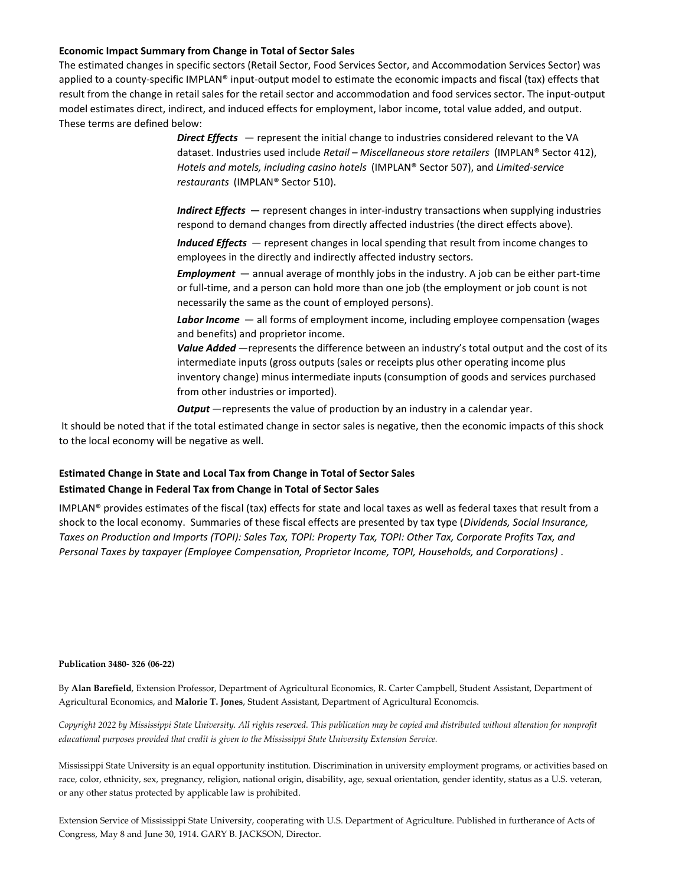**Economic Impact Summary from Change in Total of Sector Sales**

The estimated changes in specific sectors (Retail Sector, Food Services Sector, and Accommodation Services Sector) was applied to a county-specific IMPLAN® input-output model to estimate the economic impacts and fiscal (tax) effects that result from the change in retail sales for the retail sector and accommodation and food services sector. The input-output model estimates direct, indirect, and induced effects for employment, labor income, total value added, and output. These terms are defined below:

***Direct Effects*** — represent the initial change to industries considered relevant to the VA dataset. Industries used include *Retail – Miscellaneous store retailers* (IMPLAN® Sector 412), *Hotels and motels, including casino hotels* (IMPLAN® Sector 507), and *Limited-service restaurants* (IMPLAN® Sector 510).

***Indirect Effects*** — represent changes in inter-industry transactions when supplying industries respond to demand changes from directly affected industries (the direct effects above).

***Induced Effects*** — represent changes in local spending that result from income changes to employees in the directly and indirectly affected industry sectors.

***Employment*** — annual average of monthly jobs in the industry. A job can be either part-time or full-time, and a person can hold more than one job (the employment or job count is not necessarily the same as the count of employed persons).

***Labor Income*** — all forms of employment income, including employee compensation (wages and benefits) and proprietor income.

***Value Added*** —represents the difference between an industry's total output and the cost of its intermediate inputs (gross outputs (sales or receipts plus other operating income plus inventory change) minus intermediate inputs (consumption of goods and services purchased from other industries or imported).

***Output*** —represents the value of production by an industry in a calendar year.

It should be noted that if the total estimated change in sector sales is negative, then the economic impacts of this shock to the local economy will be negative as well.

**Estimated Change in State and Local Tax from Change in Total of Sector Sales**

**Estimated Change in Federal Tax from Change in Total of Sector Sales**

IMPLAN® provides estimates of the fiscal (tax) effects for state and local taxes as well as federal taxes that result from a shock to the local economy. Summaries of these fiscal effects are presented by tax type (*Dividends, Social Insurance, Taxes on Production and Imports (TOPI): Sales Tax, TOPI: Property Tax, TOPI: Other Tax, Corporate Profits Tax, and Personal Taxes by taxpayer (Employee Compensation, Proprietor Income, TOPI, Households, and Corporations)* .

**Publication 3480- 326 (06-22)**

By **Alan Barefield**, Extension Professor, Department of Agricultural Economics, R. Carter Campbell, Student Assistant, Department of Agricultural Economics, and **Malorie T. Jones**, Student Assistant, Department of Agricultural Economcis.

*Copyright 2022 by Mississippi State University. All rights reserved. This publication may be copied and distributed without alteration for nonprofit educational purposes provided that credit is given to the Mississippi State University Extension Service.*

Mississippi State University is an equal opportunity institution. Discrimination in university employment programs, or activities based on race, color, ethnicity, sex, pregnancy, religion, national origin, disability, age, sexual orientation, gender identity, status as a U.S. veteran, or any other status protected by applicable law is prohibited.

Extension Service of Mississippi State University, cooperating with U.S. Department of Agriculture. Published in furtherance of Acts of Congress, May 8 and June 30, 1914. GARY B. JACKSON, Director.